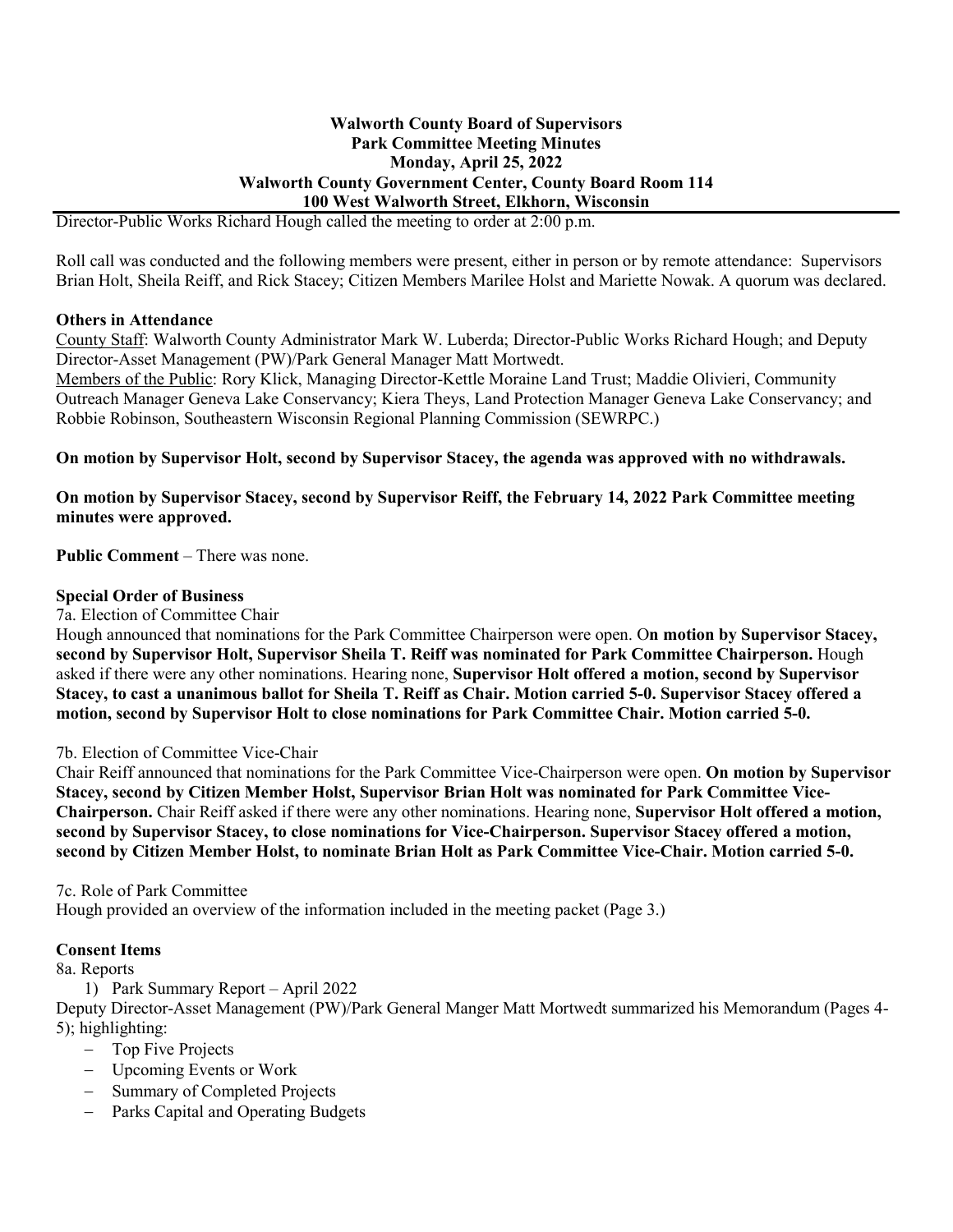**Walworth County Board of Supervisors**
**Park Committee Meeting Minutes**
**Monday, April 25, 2022**
**Walworth County Government Center, County Board Room 114**
**100 West Walworth Street, Elkhorn, Wisconsin**

Director-Public Works Richard Hough called the meeting to order at 2:00 p.m.

Roll call was conducted and the following members were present, either in person or by remote attendance: Supervisors Brian Holt, Sheila Reiff, and Rick Stacey; Citizen Members Marilee Holst and Mariette Nowak. A quorum was declared.

**Others in Attendance**

County Staff: Walworth County Administrator Mark W. Luberda; Director-Public Works Richard Hough; and Deputy Director-Asset Management (PW)/Park General Manager Matt Mortwedt.

Members of the Public: Rory Klick, Managing Director-Kettle Moraine Land Trust; Maddie Olivieri, Community Outreach Manager Geneva Lake Conservancy; Kiera Theys, Land Protection Manager Geneva Lake Conservancy; and Robbie Robinson, Southeastern Wisconsin Regional Planning Commission (SEWRPC.)

**On motion by Supervisor Holt, second by Supervisor Stacey, the agenda was approved with no withdrawals.**

**On motion by Supervisor Stacey, second by Supervisor Reiff, the February 14, 2022 Park Committee meeting minutes were approved.**

**Public Comment** – There was none.

**Special Order of Business**

7a. Election of Committee Chair

Hough announced that nominations for the Park Committee Chairperson were open. O**n motion by Supervisor Stacey, second by Supervisor Holt, Supervisor Sheila T. Reiff was nominated for Park Committee Chairperson.** Hough asked if there were any other nominations. Hearing none, **Supervisor Holt offered a motion, second by Supervisor Stacey, to cast a unanimous ballot for Sheila T. Reiff as Chair. Motion carried 5-0. Supervisor Stacey offered a motion, second by Supervisor Holt to close nominations for Park Committee Chair. Motion carried 5-0.**

7b. Election of Committee Vice-Chair

Chair Reiff announced that nominations for the Park Committee Vice-Chairperson were open. **On motion by Supervisor Stacey, second by Citizen Member Holst, Supervisor Brian Holt was nominated for Park Committee Vice-Chairperson.** Chair Reiff asked if there were any other nominations. Hearing none, **Supervisor Holt offered a motion, second by Supervisor Stacey, to close nominations for Vice-Chairperson. Supervisor Stacey offered a motion, second by Citizen Member Holst, to nominate Brian Holt as Park Committee Vice-Chair. Motion carried 5-0.**

7c. Role of Park Committee

Hough provided an overview of the information included in the meeting packet (Page 3.)

**Consent Items**

8a. Reports

1) Park Summary Report – April 2022

Deputy Director-Asset Management (PW)/Park General Manger Matt Mortwedt summarized his Memorandum (Pages 4-5); highlighting:

- Top Five Projects
- Upcoming Events or Work
- Summary of Completed Projects
- Parks Capital and Operating Budgets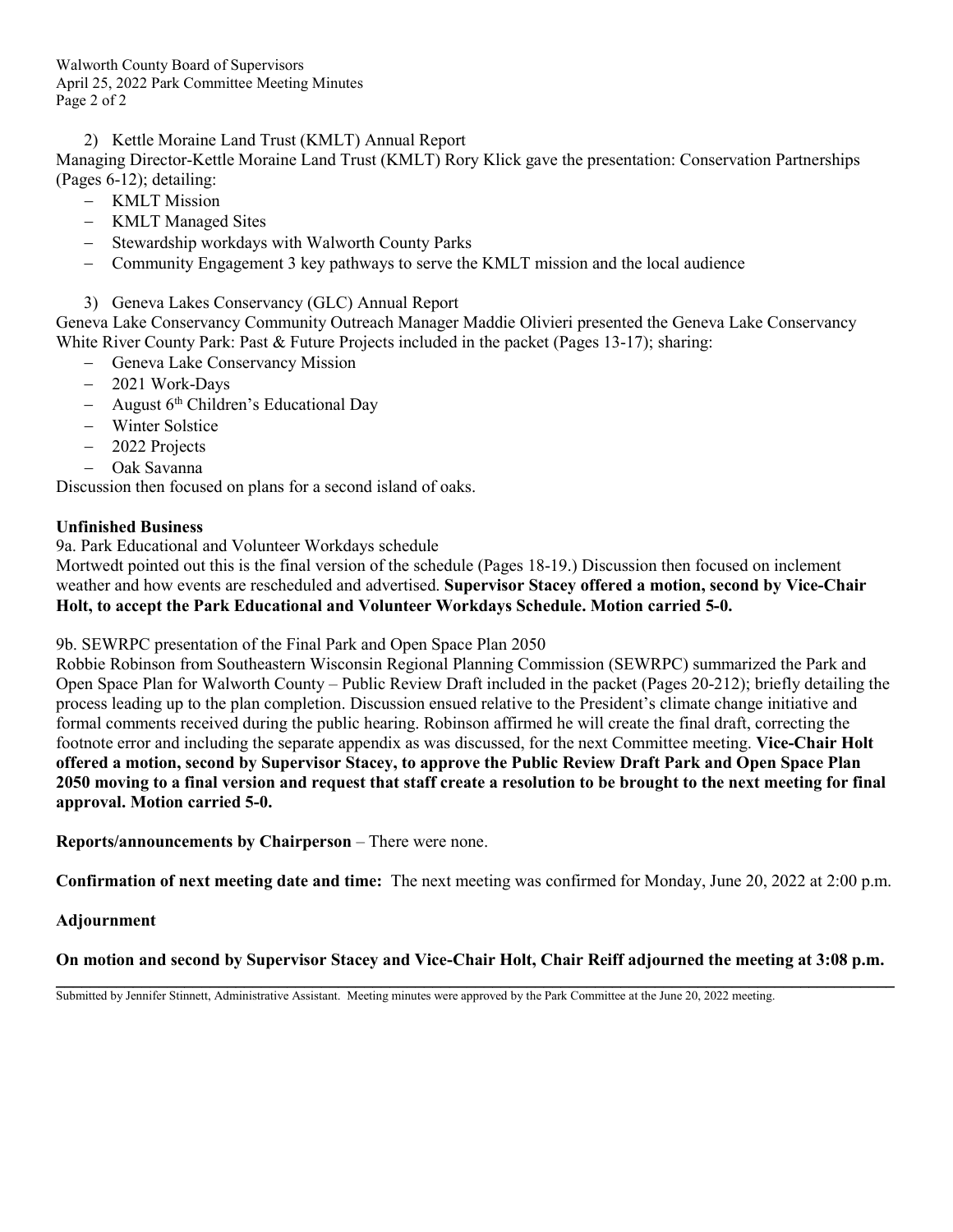2) Kettle Moraine Land Trust (KMLT) Annual Report

Managing Director-Kettle Moraine Land Trust (KMLT) Rory Klick gave the presentation: Conservation Partnerships (Pages 6-12); detailing:

- KMLT Mission
- KMLT Managed Sites
- Stewardship workdays with Walworth County Parks
- Community Engagement 3 key pathways to serve the KMLT mission and the local audience

3) Geneva Lakes Conservancy (GLC) Annual Report

Geneva Lake Conservancy Community Outreach Manager Maddie Olivieri presented the Geneva Lake Conservancy White River County Park: Past & Future Projects included in the packet (Pages 13-17); sharing:

- Geneva Lake Conservancy Mission
- 2021 Work-Days
- August 6th Children's Educational Day
- Winter Solstice
- 2022 Projects
- Oak Savanna

Discussion then focused on plans for a second island of oaks.

**Unfinished Business**

9a. Park Educational and Volunteer Workdays schedule

Mortwedt pointed out this is the final version of the schedule (Pages 18-19.) Discussion then focused on inclement weather and how events are rescheduled and advertised. **Supervisor Stacey offered a motion, second by Vice-Chair Holt, to accept the Park Educational and Volunteer Workdays Schedule. Motion carried 5-0.**

9b. SEWRPC presentation of the Final Park and Open Space Plan 2050

Robbie Robinson from Southeastern Wisconsin Regional Planning Commission (SEWRPC) summarized the Park and Open Space Plan for Walworth County – Public Review Draft included in the packet (Pages 20-212); briefly detailing the process leading up to the plan completion. Discussion ensued relative to the President's climate change initiative and formal comments received during the public hearing. Robinson affirmed he will create the final draft, correcting the footnote error and including the separate appendix as was discussed, for the next Committee meeting. **Vice-Chair Holt offered a motion, second by Supervisor Stacey, to approve the Public Review Draft Park and Open Space Plan 2050 moving to a final version and request that staff create a resolution to be brought to the next meeting for final approval. Motion carried 5-0.**

**Reports/announcements by Chairperson** – There were none.

**Confirmation of next meeting date and time:** The next meeting was confirmed for Monday, June 20, 2022 at 2:00 p.m.

**Adjournment**

**On motion and second by Supervisor Stacey and Vice-Chair Holt, Chair Reiff adjourned the meeting at 3:08 p.m.**

Submitted by Jennifer Stinnett, Administrative Assistant. Meeting minutes were approved by the Park Committee at the June 20, 2022 meeting.